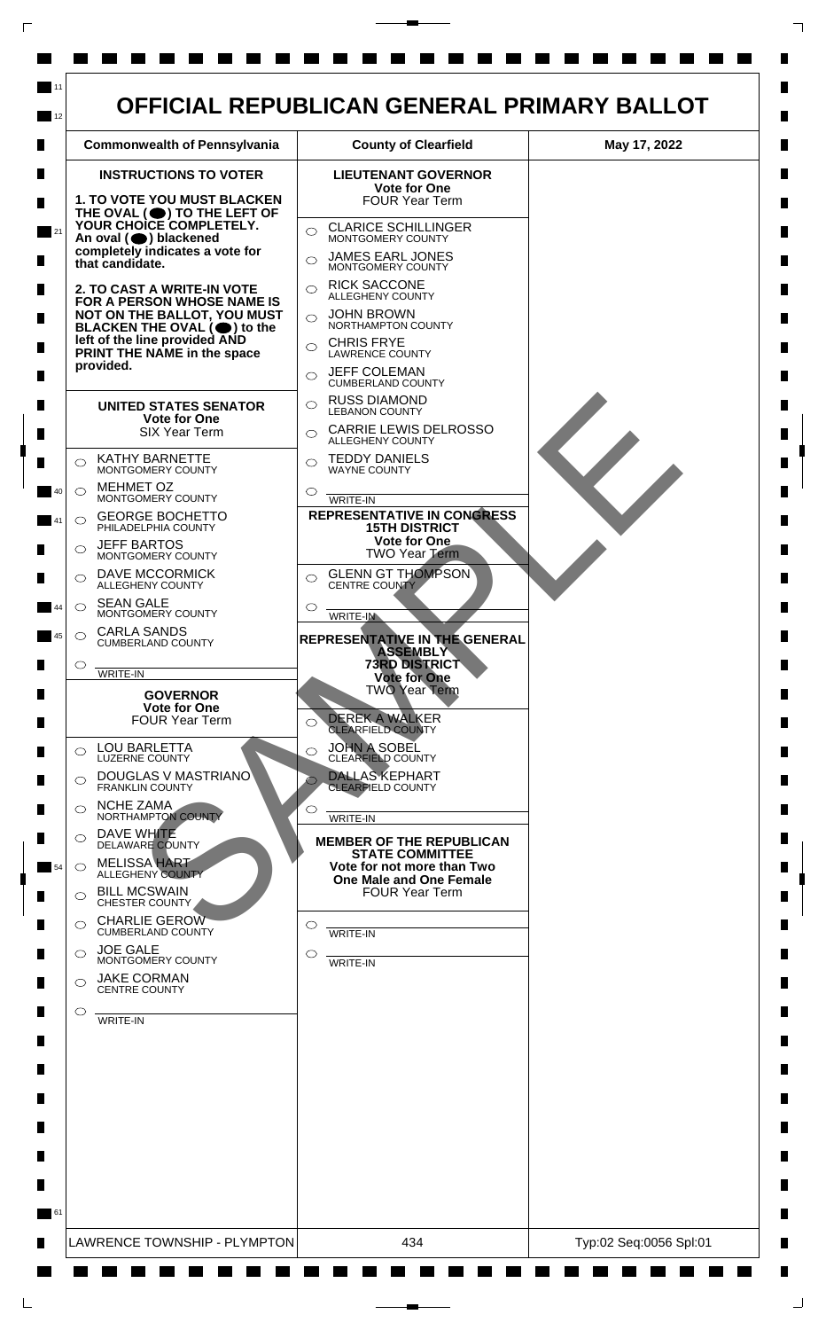# OFFICIAL REPUBLICAN GENERAL PRIMARY BALLOT

| Commonwealth of Pennsylvania | County of Clearfield | May 17, 2022 |
|---|---|---|

### INSTRUCTIONS TO VOTER

**1. TO VOTE YOU MUST BLACKEN THE OVAL (⬤) TO THE LEFT OF YOUR CHOICE COMPLETELY. An oval (⬤) blackened completely indicates a vote for that candidate.**

**2. TO CAST A WRITE-IN VOTE FOR A PERSON WHOSE NAME IS NOT ON THE BALLOT, YOU MUST BLACKEN THE OVAL (⬤) to the left of the line provided AND PRINT THE NAME in the space provided.**

### UNITED STATES SENATOR
**Vote for One**
SIX Year Term

- ○ KATHY BARNETTE — MONTGOMERY COUNTY
- ○ MEHMET OZ — MONTGOMERY COUNTY
- ○ GEORGE BOCHETTO — PHILADELPHIA COUNTY
- ○ JEFF BARTOS — MONTGOMERY COUNTY
- ○ DAVE MCCORMICK — ALLEGHENY COUNTY
- ○ SEAN GALE — MONTGOMERY COUNTY
- ○ CARLA SANDS — CUMBERLAND COUNTY
- ○ WRITE-IN

### GOVERNOR
**Vote for One**
FOUR Year Term

- ○ LOU BARLETTA — LUZERNE COUNTY
- ○ DOUGLAS V MASTRIANO — FRANKLIN COUNTY
- ○ NCHE ZAMA — NORTHAMPTON COUNTY
- ○ DAVE WHITE — DELAWARE COUNTY
- ○ MELISSA HART — ALLEGHENY COUNTY
- ○ BILL MCSWAIN — CHESTER COUNTY
- ○ CHARLIE GEROW — CUMBERLAND COUNTY
- ○ JOE GALE — MONTGOMERY COUNTY
- ○ JAKE CORMAN — CENTRE COUNTY
- ○ WRITE-IN

### LIEUTENANT GOVERNOR
**Vote for One**
FOUR Year Term

- ○ CLARICE SCHILLINGER — MONTGOMERY COUNTY
- ○ JAMES EARL JONES — MONTGOMERY COUNTY
- ○ RICK SACCONE — ALLEGHENY COUNTY
- ○ JOHN BROWN — NORTHAMPTON COUNTY
- ○ CHRIS FRYE — LAWRENCE COUNTY
- ○ JEFF COLEMAN — CUMBERLAND COUNTY
- ○ RUSS DIAMOND — LEBANON COUNTY
- ○ CARRIE LEWIS DELROSSO — ALLEGHENY COUNTY
- ○ TEDDY DANIELS — WAYNE COUNTY
- ○ WRITE-IN

### REPRESENTATIVE IN CONGRESS
**15TH DISTRICT**
**Vote for One**
TWO Year Term

- ○ GLENN GT THOMPSON — CENTRE COUNTY
- ○ WRITE-IN

### REPRESENTATIVE IN THE GENERAL ASSEMBLY
**73RD DISTRICT**
**Vote for One**
TWO Year Term

- ○ DEREK A WALKER — CLEARFIELD COUNTY
- ○ JOHN A SOBEL — CLEARFIELD COUNTY
- ○ DALLAS KEPHART — CLEARFIELD COUNTY
- ○ WRITE-IN

### MEMBER OF THE REPUBLICAN STATE COMMITTEE
**Vote for not more than Two**
**One Male and One Female**
FOUR Year Term

- ○ WRITE-IN
- ○ WRITE-IN

SAMPLE

| LAWRENCE TOWNSHIP - PLYMPTON | 434 | Typ:02 Seq:0056 Spl:01 |
|---|---|---|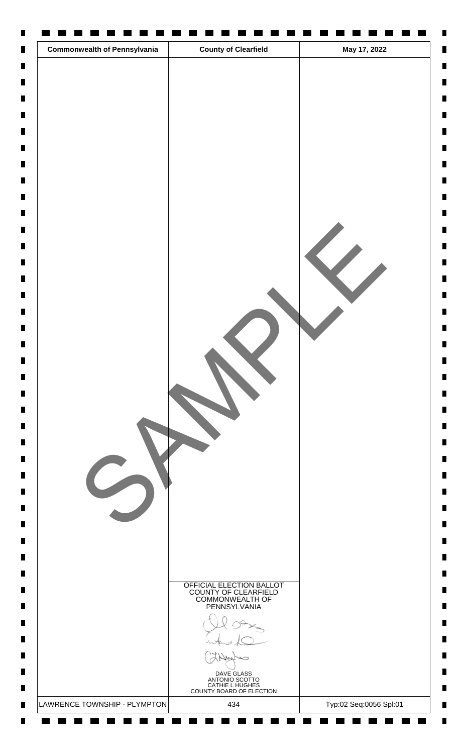| Commonwealth of Pennsylvania | County of Clearfield | May 17, 2022 |
|---|---|---|
| | OFFICIAL ELECTION BALLOT<br>COUNTY OF CLEARFIELD<br>COMMONWEALTH OF PENNSYLVANIA<br><br>DAVE GLASS<br>ANTONIO SCOTTO<br>CATHIE L HUGHES<br>COUNTY BOARD OF ELECTION | |
| LAWRENCE TOWNSHIP - PLYMPTON | 434 | Typ:02 Seq:0056 Spl:01 |

SAMPLE